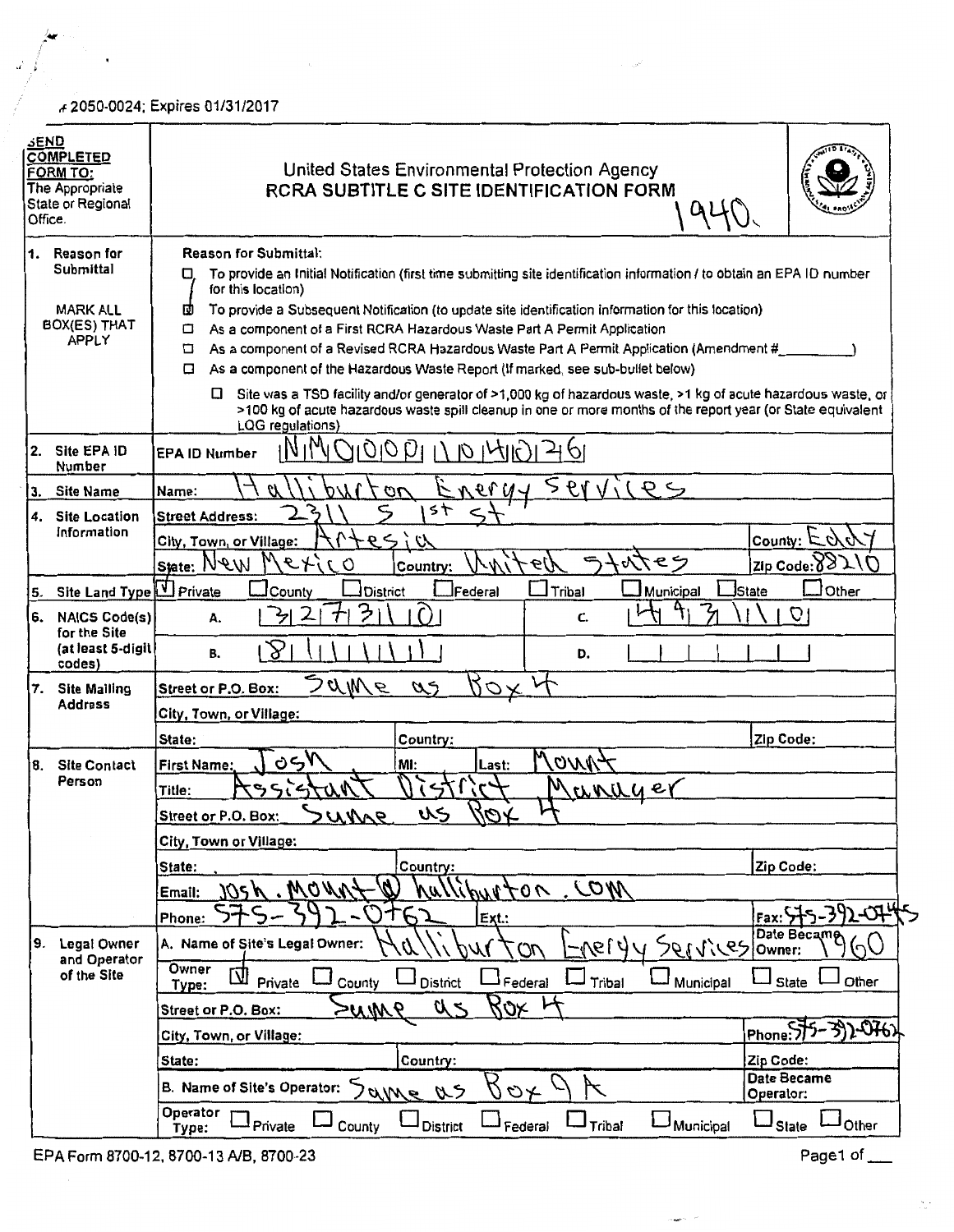OMB# 2050-0024; Expires 01/31/2017

| SEND COMPLETED FORM TO: The Appropriate State or Regional Office. | United States Environmental Protection Agency **RCRA SUBTITLE C SITE IDENTIFICATION FORM** 1940. |
|---|---|

**1. Reason for Submittal** — MARK ALL BOX(ES) THAT APPLY

Reason for Submittal:

- ☐ To provide an Initial Notification (first time submitting site identification information / to obtain an EPA ID number for this location)
- ☒ To provide a Subsequent Notification (to update site identification information for this location)
- ☐ As a component of a First RCRA Hazardous Waste Part A Permit Application
- ☐ As a component of a Revised RCRA Hazardous Waste Part A Permit Application (Amendment #\_\_\_\_\_\_\_\_)
- ☐ As a component of the Hazardous Waste Report (If marked, see sub-bullet below)
  - ☐ Site was a TSD facility and/or generator of >1,000 kg of hazardous waste, >1 kg of acute hazardous waste, or >100 kg of acute hazardous waste spill cleanup in one or more months of the report year (or State equivalent LQG regulations)

**2. Site EPA ID Number** — EPA ID Number: NMD001104026

**3. Site Name** — Name: Halliburton Energy Services

**4. Site Location Information**

| | | |
|---|---|---|
| Street Address: 2311 S 1st St | | |
| City, Town, or Village: Artesia | | County: Eddy |
| State: New Mexico | Country: United States | Zip Code: 88210 |

**5. Site Land Type** — ☒ Private ☐ County ☐ District ☐ Federal ☐ Tribal ☐ Municipal ☐ State ☐ Other

**6. NAICS Code(s) for the Site (at least 5-digit codes)**

| | | | |
|---|---|---|---|
| A. | 3273110 | C. | 4931110 |
| B. | 81111 | D. | |

**7. Site Mailing Address**

| | | |
|---|---|---|
| Street or P.O. Box: Same as Box 4 | | |
| City, Town, or Village: | | |
| State: | Country: | Zip Code: |

**8. Site Contact Person**

| | | |
|---|---|---|
| First Name: Josh | MI: | Last: Mount |
| Title: Assistant District Manager | | |
| Street or P.O. Box: Same as Box 4 | | |
| City, Town or Village: | | |
| State: | Country: | Zip Code: |
| Email: josh.mount@halliburton.com | | |
| Phone: 575-392-0762 | Ext.: | Fax: 575-392-0745 |

**9. Legal Owner and Operator of the Site**

| | | |
|---|---|---|
| A. Name of Site's Legal Owner: Halliburton Energy Services | | Date Became Owner: 1960 |
| Owner Type: ☒ Private ☐ County ☐ District ☐ Federal ☐ Tribal ☐ Municipal ☐ State ☐ Other | | |
| Street or P.O. Box: Same as Box 4 | | |
| City, Town, or Village: | | Phone: 575-392-0762 |
| State: | Country: | Zip Code: |
| B. Name of Site's Operator: Same as Box 9 A | | Date Became Operator: |
| Operator Type: ☐ Private ☐ County ☐ District ☐ Federal ☐ Tribal ☐ Municipal ☐ State ☐ Other | | |

EPA Form 8700-12, 8700-13 A/B, 8700-23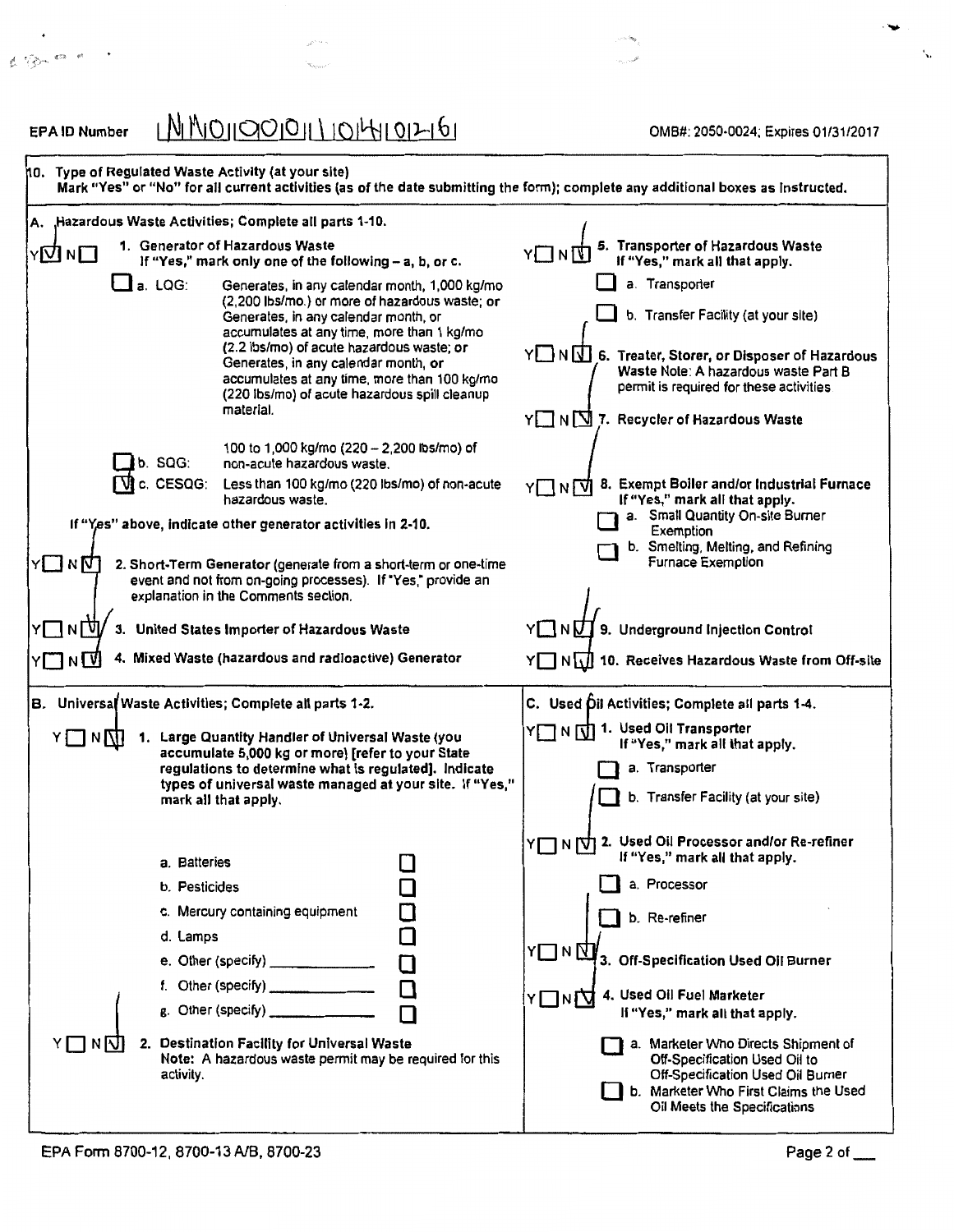EPA ID Number NM0000104026

OMB#: 2050-0024; Expires 01/31/2017

## 10. Type of Regulated Waste Activity (at your site)

**Mark "Yes" or "No" for all current activities (as of the date submitting the form); complete any additional boxes as instructed.**

### A. Hazardous Waste Activities; Complete all parts 1-10.

Y [X] N [ ] **1. Generator of Hazardous Waste**
**If "Yes," mark only one of the following – a, b, or c.**

- [ ] a. LQG: Generates, in any calendar month, 1,000 kg/mo (2,200 lbs/mo.) or more of hazardous waste; or Generates, in any calendar month, or accumulates at any time, more than 1 kg/mo (2.2 lbs/mo) of acute hazardous waste; or Generates, in any calendar month, or accumulates at any time, more than 100 kg/mo (220 lbs/mo) of acute hazardous spill cleanup material.
- [ ] b. SQG: 100 to 1,000 kg/mo (220 – 2,200 lbs/mo) of non-acute hazardous waste.
- [X] c. CESQG: Less than 100 kg/mo (220 lbs/mo) of non-acute hazardous waste.

If "Yes" above, indicate other generator activities in 2-10.

Y [ ] N [X] **2. Short-Term Generator** (generate from a short-term or one-time event and not from on-going processes). If "Yes," provide an explanation in the Comments section.

Y [ ] N [X] **3. United States Importer of Hazardous Waste**

Y [ ] N [X] **4. Mixed Waste (hazardous and radioactive) Generator**

Y [ ] N [X] **5. Transporter of Hazardous Waste**
**If "Yes," mark all that apply.**

- [ ] a. Transporter
- [ ] b. Transfer Facility (at your site)

Y [ ] N [X] **6. Treater, Storer, or Disposer of Hazardous Waste** Note: A hazardous waste Part B permit is required for these activities

Y [ ] N [X] **7. Recycler of Hazardous Waste**

Y [ ] N [X] **8. Exempt Boiler and/or Industrial Furnace**
**If "Yes," mark all that apply.**

- [ ] a. Small Quantity On-site Burner Exemption
- [ ] b. Smelting, Melting, and Refining Furnace Exemption

Y [ ] N [X] **9. Underground Injection Control**

Y [ ] N [X] **10. Receives Hazardous Waste from Off-site**

### B. Universal Waste Activities; Complete all parts 1-2.

Y [ ] N [X] **1. Large Quantity Handler of Universal Waste (you accumulate 5,000 kg or more) [refer to your State regulations to determine what is regulated]. Indicate types of universal waste managed at your site. If "Yes," mark all that apply.**

- [ ] a. Batteries
- [ ] b. Pesticides
- [ ] c. Mercury containing equipment
- [ ] d. Lamps
- [ ] e. Other (specify) ____________
- [ ] f. Other (specify) ____________
- [ ] g. Other (specify) ____________

Y [ ] N [X] **2. Destination Facility for Universal Waste**
Note: A hazardous waste permit may be required for this activity.

### C. Used Oil Activities; Complete all parts 1-4.

Y [ ] N [X] **1. Used Oil Transporter**
**If "Yes," mark all that apply.**

- [ ] a. Transporter
- [ ] b. Transfer Facility (at your site)

Y [ ] N [X] **2. Used Oil Processor and/or Re-refiner**
**If "Yes," mark all that apply.**

- [ ] a. Processor
- [ ] b. Re-refiner

Y [ ] N [X] **3. Off-Specification Used Oil Burner**

Y [ ] N [X] **4. Used Oil Fuel Marketer**
**If "Yes," mark all that apply.**

- [ ] a. Marketer Who Directs Shipment of Off-Specification Used Oil to Off-Specification Used Oil Burner
- [ ] b. Marketer Who First Claims the Used Oil Meets the Specifications

EPA Form 8700-12, 8700-13 A/B, 8700-23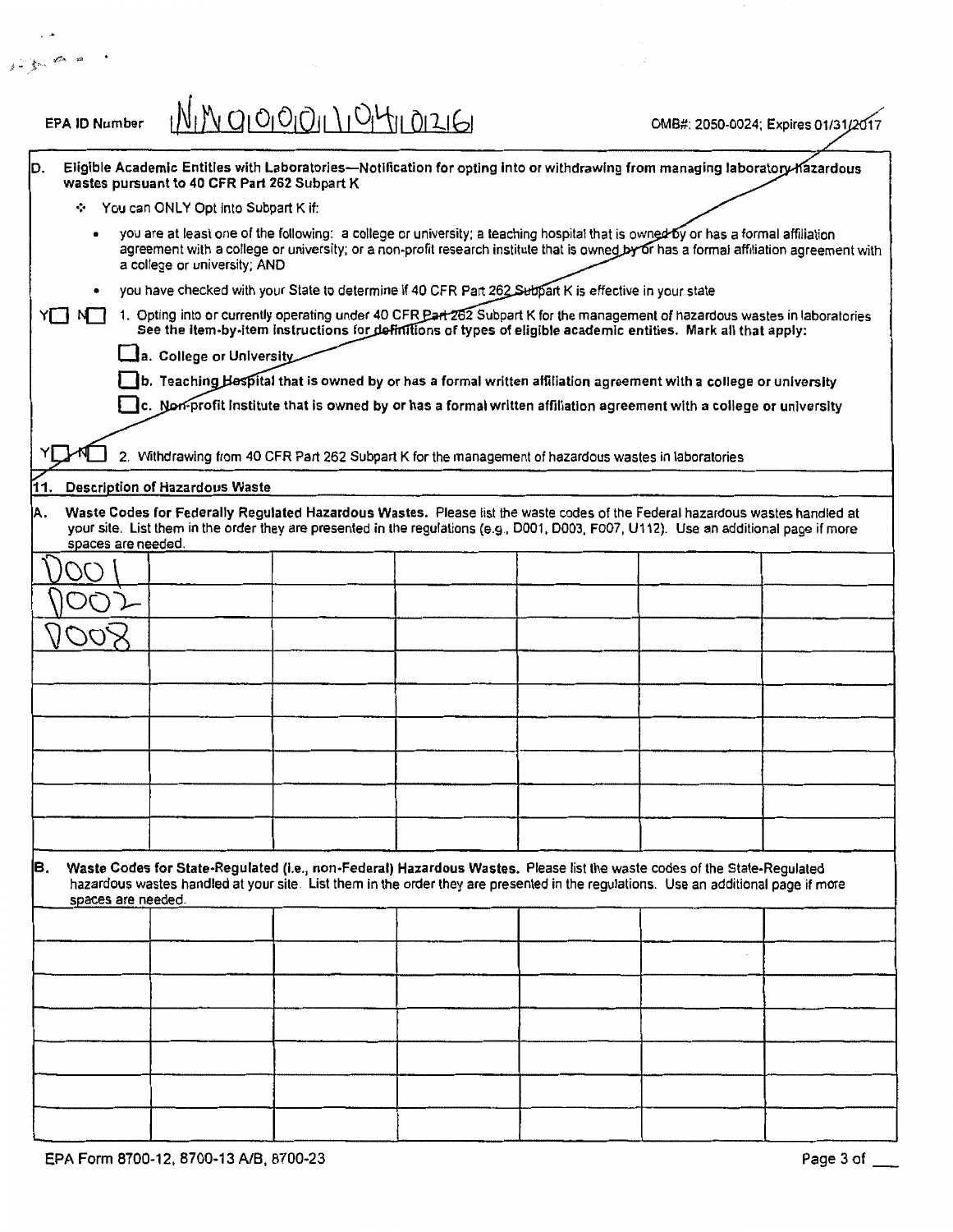EPA ID Number NMO000110426

OMB#: 2050-0024; Expires 01/31/2017

**D. Eligible Academic Entities with Laboratories—Notification for opting into or withdrawing from managing laboratory hazardous wastes pursuant to 40 CFR Part 262 Subpart K**

- You can ONLY Opt into Subpart K if:
  - you are at least one of the following: a college or university; a teaching hospital that is owned by or has a formal affiliation agreement with a college or university; or a non-profit research institute that is owned by or has a formal affiliation agreement with a college or university; AND
  - you have checked with your State to determine if 40 CFR Part 262 Subpart K is effective in your state

Y☐ N☐ 1. Opting into or currently operating under 40 CFR Part 262 Subpart K for the management of hazardous wastes in laboratories **See the item-by-item instructions for definitions of types of eligible academic entities. Mark all that apply:**

☐ **a. College or University**

☐ **b. Teaching Hospital that is owned by or has a formal written affiliation agreement with a college or university**

☐ **c. Non-profit Institute that is owned by or has a formal written affiliation agreement with a college or university**

Y☐ N☐ 2. Withdrawing from 40 CFR Part 262 Subpart K for the management of hazardous wastes in laboratories

## 11. Description of Hazardous Waste

**A. Waste Codes for Federally Regulated Hazardous Wastes.** Please list the waste codes of the Federal hazardous wastes handled at your site. List them in the order they are presented in the regulations (e.g., D001, D003, F007, U112). Use an additional page if more spaces are needed.

| | | | | | | |
|---|---|---|---|---|---|---|
| D001 | | | | | | |
| D002 | | | | | | |
| D008 | | | | | | |
| | | | | | | |
| | | | | | | |
| | | | | | | |
| | | | | | | |
| | | | | | | |
| | | | | | | |

**B. Waste Codes for State-Regulated (i.e., non-Federal) Hazardous Wastes.** Please list the waste codes of the State-Regulated hazardous wastes handled at your site. List them in the order they are presented in the regulations. Use an additional page if more spaces are needed.

| | | | | | | |
|---|---|---|---|---|---|---|
| | | | | | | |
| | | | | | | |
| | | | | | | |
| | | | | | | |
| | | | | | | |
| | | | | | | |
| | | | | | | |

EPA Form 8700-12, 8700-13 A/B, 8700-23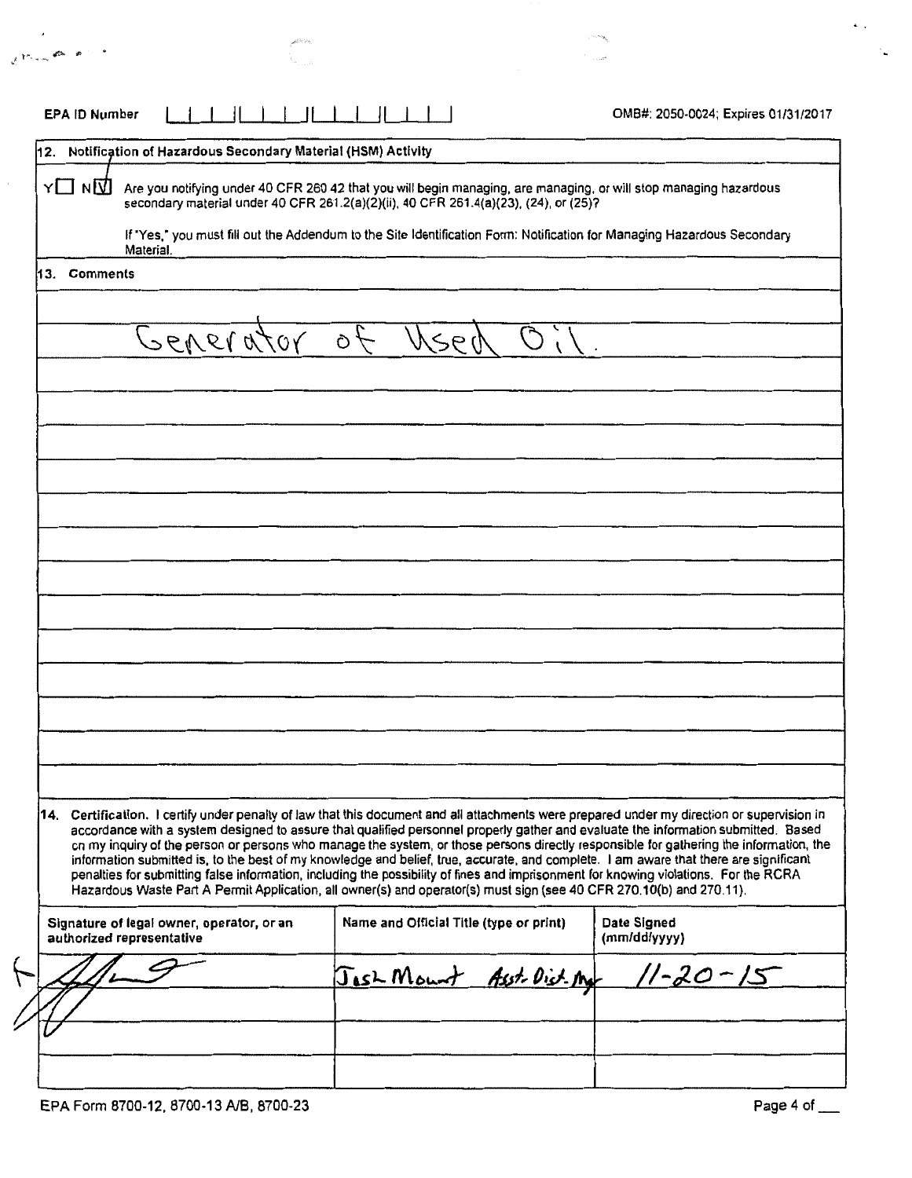EPA ID Number | | | | | | | | | | | | | OMB#: 2050-0024; Expires 01/31/2017

## 12. Notification of Hazardous Secondary Material (HSM) Activity

Y ☐ N ☑ Are you notifying under 40 CFR 260.42 that you will begin managing, are managing, or will stop managing hazardous secondary material under 40 CFR 261.2(a)(2)(ii), 40 CFR 261.4(a)(23), (24), or (25)?

If "Yes," you must fill out the Addendum to the Site Identification Form: Notification for Managing Hazardous Secondary Material.

## 13. Comments

Generator of Used Oil.

## 14. Certification.

I certify under penalty of law that this document and all attachments were prepared under my direction or supervision in accordance with a system designed to assure that qualified personnel properly gather and evaluate the information submitted. Based on my inquiry of the person or persons who manage the system, or those persons directly responsible for gathering the information, the information submitted is, to the best of my knowledge and belief, true, accurate, and complete. I am aware that there are significant penalties for submitting false information, including the possibility of fines and imprisonment for knowing violations. For the RCRA Hazardous Waste Part A Permit Application, all owner(s) and operator(s) must sign (see 40 CFR 270.10(b) and 270.11).

| Signature of legal owner, operator, or an authorized representative | Name and Official Title (type or print) | Date Signed (mm/dd/yyyy) |
|---|---|---|
| [signature] | Josh Mount Asst. Dist. Mgr | 11-20-15 |
| | | |
| | | |

EPA Form 8700-12, 8700-13 A/B, 8700-23